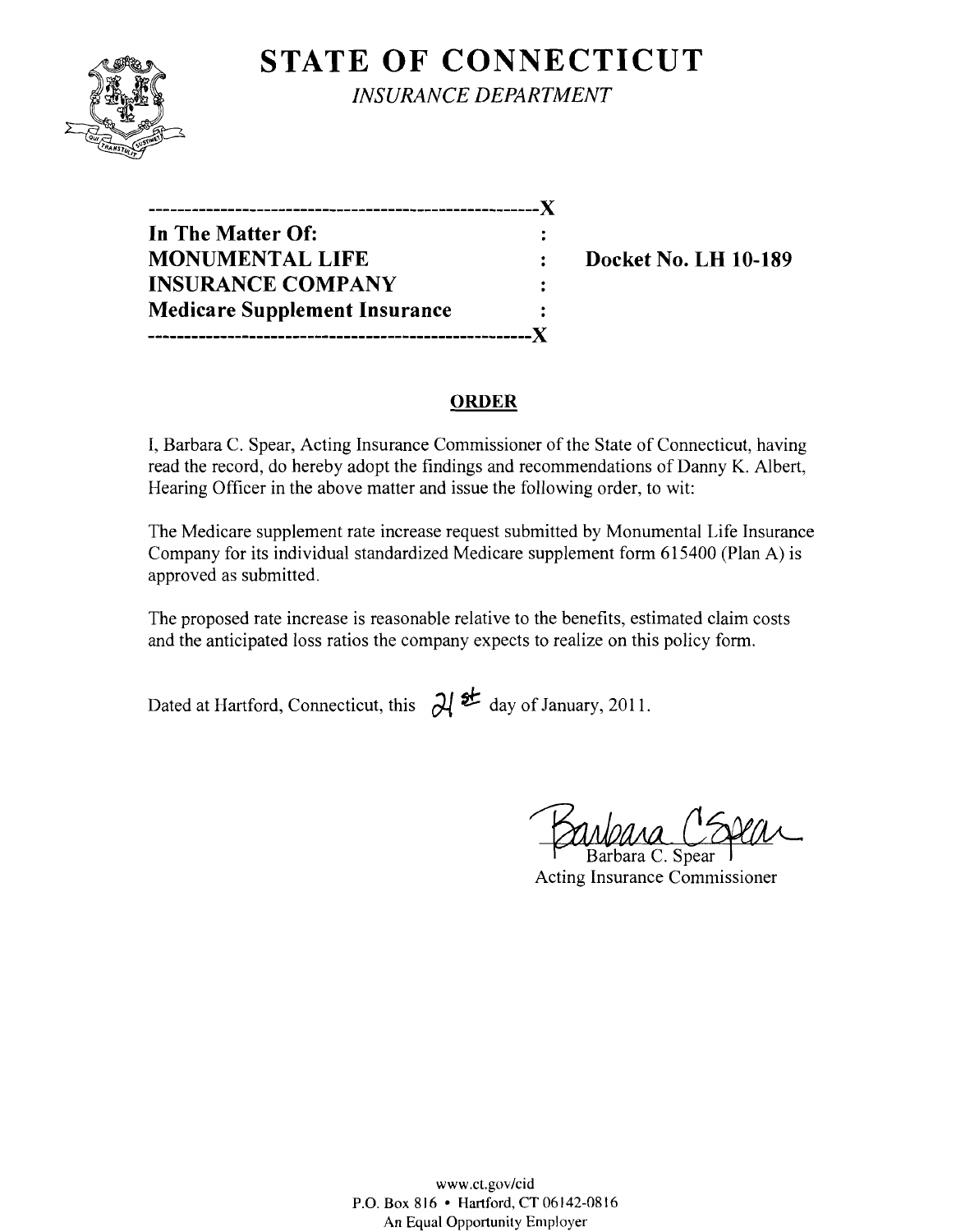# STATE OF CONNECTICUT

*INSURANCE DEPARTMENT*

| | | |
|---|---|---|
| **In The Matter Of:** | : | |
| **MONUMENTAL LIFE** | : | **Docket No. LH 10-189** |
| **INSURANCE COMPANY** | : | |
| **Medicare Supplement Insurance** | : | |

## ORDER

I, Barbara C. Spear, Acting Insurance Commissioner of the State of Connecticut, having read the record, do hereby adopt the findings and recommendations of Danny K. Albert, Hearing Officer in the above matter and issue the following order, to wit:

The Medicare supplement rate increase request submitted by Monumental Life Insurance Company for its individual standardized Medicare supplement form 615400 (Plan A) is approved as submitted.

The proposed rate increase is reasonable relative to the benefits, estimated claim costs and the anticipated loss ratios the company expects to realize on this policy form.

Dated at Hartford, Connecticut, this 21st day of January, 2011.

Barbara C. Spear
Acting Insurance Commissioner

www.ct.gov/cid
P.O. Box 816 • Hartford, CT 06142-0816
An Equal Opportunity Employer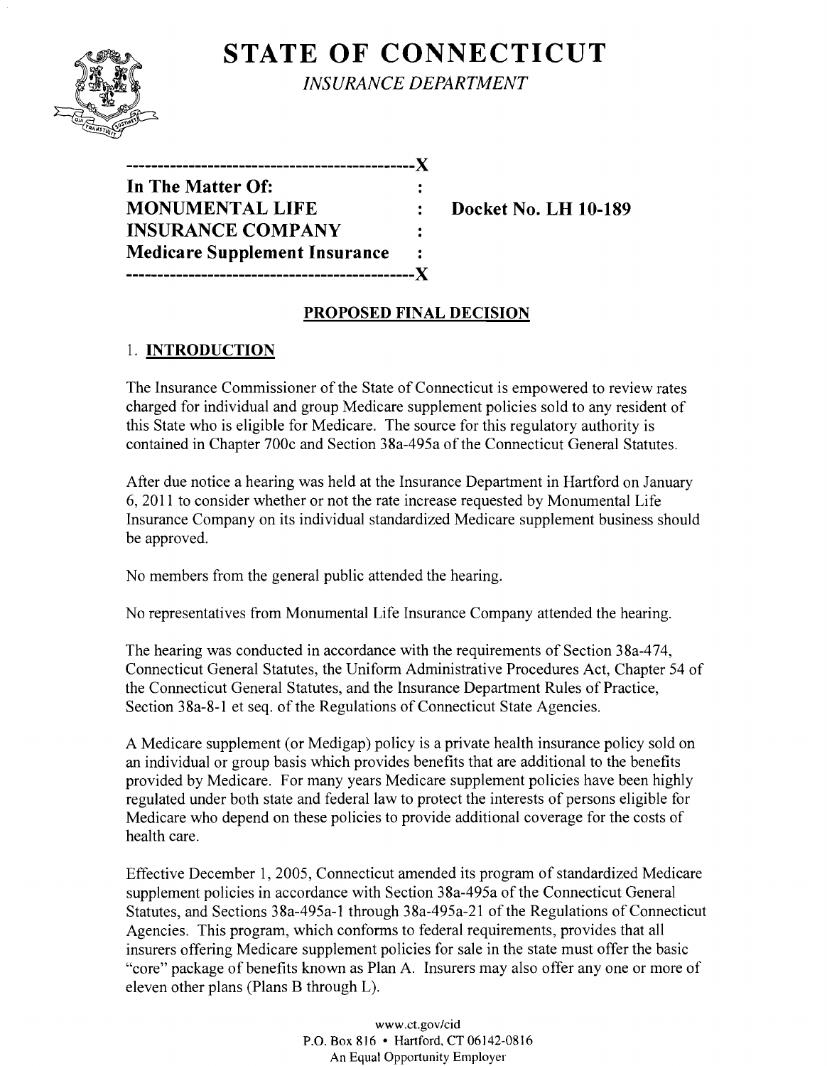# STATE OF CONNECTICUT

*INSURANCE DEPARTMENT*

```
----------------------------------------------X
In The Matter Of:                             :
MONUMENTAL LIFE                               :    Docket No. LH 10-189
INSURANCE COMPANY                             :
Medicare Supplement Insurance                 :
----------------------------------------------X
```

## PROPOSED FINAL DECISION

### 1. INTRODUCTION

The Insurance Commissioner of the State of Connecticut is empowered to review rates charged for individual and group Medicare supplement policies sold to any resident of this State who is eligible for Medicare. The source for this regulatory authority is contained in Chapter 700c and Section 38a-495a of the Connecticut General Statutes.

After due notice a hearing was held at the Insurance Department in Hartford on January 6, 2011 to consider whether or not the rate increase requested by Monumental Life Insurance Company on its individual standardized Medicare supplement business should be approved.

No members from the general public attended the hearing.

No representatives from Monumental Life Insurance Company attended the hearing.

The hearing was conducted in accordance with the requirements of Section 38a-474, Connecticut General Statutes, the Uniform Administrative Procedures Act, Chapter 54 of the Connecticut General Statutes, and the Insurance Department Rules of Practice, Section 38a-8-1 et seq. of the Regulations of Connecticut State Agencies.

A Medicare supplement (or Medigap) policy is a private health insurance policy sold on an individual or group basis which provides benefits that are additional to the benefits provided by Medicare. For many years Medicare supplement policies have been highly regulated under both state and federal law to protect the interests of persons eligible for Medicare who depend on these policies to provide additional coverage for the costs of health care.

Effective December 1, 2005, Connecticut amended its program of standardized Medicare supplement policies in accordance with Section 38a-495a of the Connecticut General Statutes, and Sections 38a-495a-1 through 38a-495a-21 of the Regulations of Connecticut Agencies. This program, which conforms to federal requirements, provides that all insurers offering Medicare supplement policies for sale in the state must offer the basic "core" package of benefits known as Plan A. Insurers may also offer any one or more of eleven other plans (Plans B through L).

www.ct.gov/cid
P.O. Box 816 • Hartford, CT 06142-0816
An Equal Opportunity Employer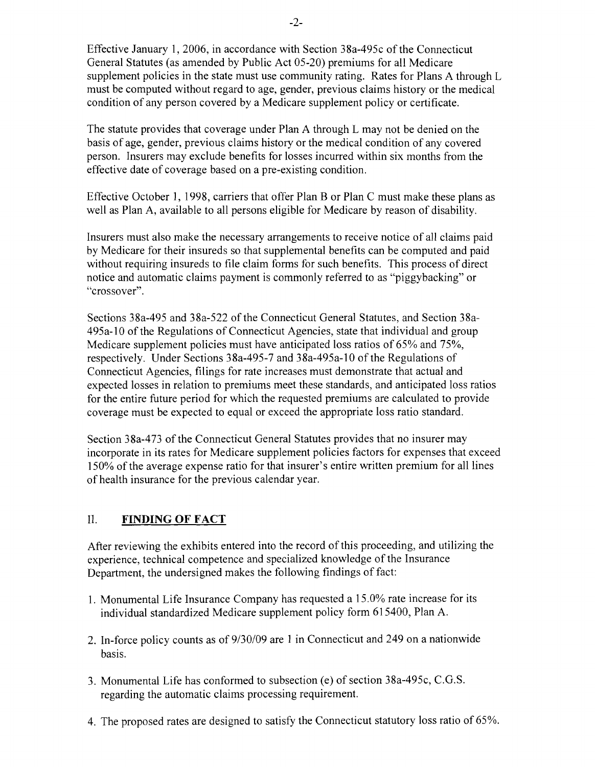Effective January 1, 2006, in accordance with Section 38a-495c of the Connecticut General Statutes (as amended by Public Act 05-20) premiums for all Medicare supplement policies in the state must use community rating. Rates for Plans A through L must be computed without regard to age, gender, previous claims history or the medical condition of any person covered by a Medicare supplement policy or certificate.

The statute provides that coverage under Plan A through L may not be denied on the basis of age, gender, previous claims history or the medical condition of any covered person. Insurers may exclude benefits for losses incurred within six months from the effective date of coverage based on a pre-existing condition.

Effective October 1, 1998, carriers that offer Plan B or Plan C must make these plans as well as Plan A, available to all persons eligible for Medicare by reason of disability.

Insurers must also make the necessary arrangements to receive notice of all claims paid by Medicare for their insureds so that supplemental benefits can be computed and paid without requiring insureds to file claim forms for such benefits. This process of direct notice and automatic claims payment is commonly referred to as "piggybacking" or "crossover".

Sections 38a-495 and 38a-522 of the Connecticut General Statutes, and Section 38a-495a-10 of the Regulations of Connecticut Agencies, state that individual and group Medicare supplement policies must have anticipated loss ratios of 65% and 75%, respectively. Under Sections 38a-495-7 and 38a-495a-10 of the Regulations of Connecticut Agencies, filings for rate increases must demonstrate that actual and expected losses in relation to premiums meet these standards, and anticipated loss ratios for the entire future period for which the requested premiums are calculated to provide coverage must be expected to equal or exceed the appropriate loss ratio standard.

Section 38a-473 of the Connecticut General Statutes provides that no insurer may incorporate in its rates for Medicare supplement policies factors for expenses that exceed 150% of the average expense ratio for that insurer's entire written premium for all lines of health insurance for the previous calendar year.

## II. FINDING OF FACT

After reviewing the exhibits entered into the record of this proceeding, and utilizing the experience, technical competence and specialized knowledge of the Insurance Department, the undersigned makes the following findings of fact:

1. Monumental Life Insurance Company has requested a 15.0% rate increase for its individual standardized Medicare supplement policy form 615400, Plan A.

2. In-force policy counts as of 9/30/09 are 1 in Connecticut and 249 on a nationwide basis.

3. Monumental Life has conformed to subsection (e) of section 38a-495c, C.G.S. regarding the automatic claims processing requirement.

4. The proposed rates are designed to satisfy the Connecticut statutory loss ratio of 65%.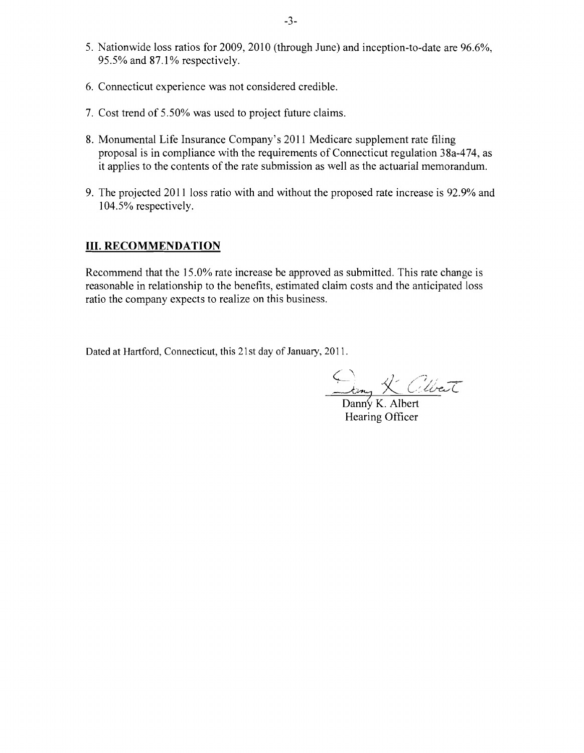5. Nationwide loss ratios for 2009, 2010 (through June) and inception-to-date are 96.6%, 95.5% and 87.1% respectively.

6. Connecticut experience was not considered credible.

7. Cost trend of 5.50% was used to project future claims.

8. Monumental Life Insurance Company's 2011 Medicare supplement rate filing proposal is in compliance with the requirements of Connecticut regulation 38a-474, as it applies to the contents of the rate submission as well as the actuarial memorandum.

9. The projected 2011 loss ratio with and without the proposed rate increase is 92.9% and 104.5% respectively.

## III. RECOMMENDATION

Recommend that the 15.0% rate increase be approved as submitted. This rate change is reasonable in relationship to the benefits, estimated claim costs and the anticipated loss ratio the company expects to realize on this business.

Dated at Hartford, Connecticut, this 21st day of January, 2011.

Danny K. Albert
Hearing Officer